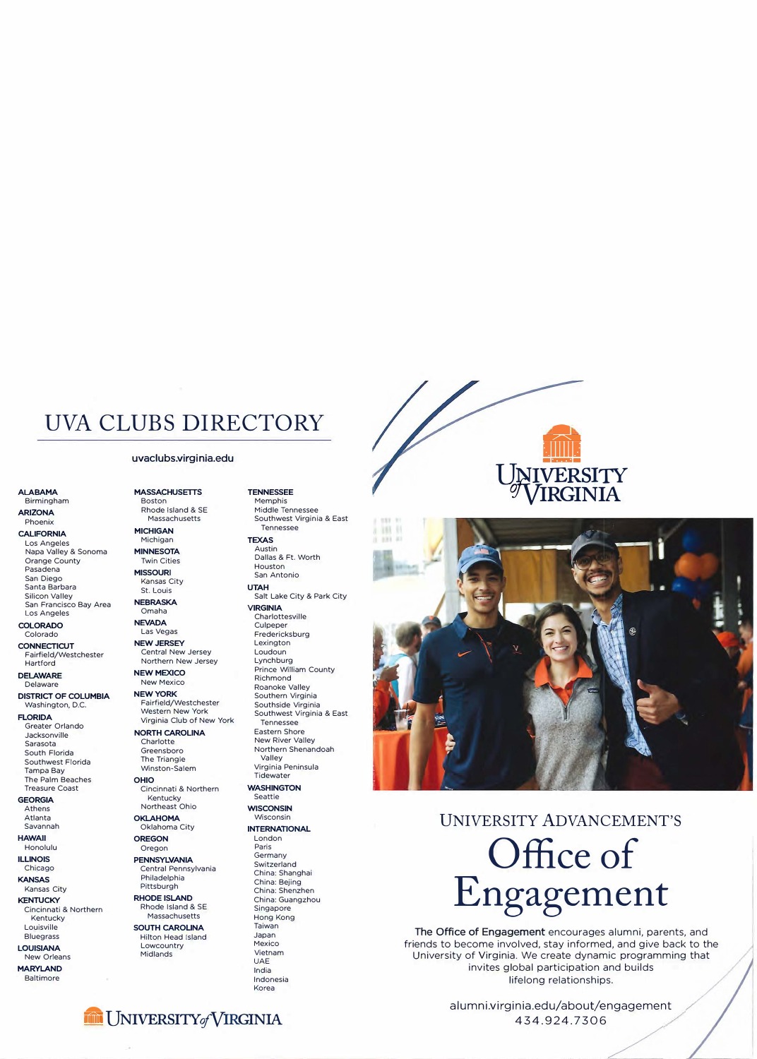# UVA CLUBS DIRECTORY

uvaclubs.virginia.edu

**ALABAMA**
Birmingham

**ARIZONA**
Phoenix

**CALIFORNIA**
Los Angeles
Napa Valley & Sonoma
Orange County
Pasadena
San Diego
Santa Barbara
Silicon Valley
San Francisco Bay Area
Los Angeles

**COLORADO**
Colorado

**CONNECTICUT**
Fairfield/Westchester
Hartford

**DELAWARE**
Delaware

**DISTRICT OF COLUMBIA**
Washington, D.C.

**FLORIDA**
Greater Orlando
Jacksonville
Sarasota
South Florida
Southwest Florida
Tampa Bay
The Palm Beaches
Treasure Coast

**GEORGIA**
Athens
Atlanta
Savannah

**HAWAII**
Honolulu

**ILLINOIS**
Chicago

**KANSAS**
Kansas City

**KENTUCKY**
Cincinnati & Northern Kentucky
Louisville
Bluegrass

**LOUISIANA**
New Orleans

**MARYLAND**
Baltimore

**MASSACHUSETTS**
Boston
Rhode Island & SE Massachusetts

**MICHIGAN**
Michigan

**MINNESOTA**
Twin Cities

**MISSOURI**
Kansas City
St. Louis

**NEBRASKA**
Omaha

**NEVADA**
Las Vegas

**NEW JERSEY**
Central New Jersey
Northern New Jersey

**NEW MEXICO**
New Mexico

**NEW YORK**
Fairfield/Westchester
Western New York
Virginia Club of New York

**NORTH CAROLINA**
Charlotte
Greensboro
The Triangle
Winston-Salem

**OHIO**
Cincinnati & Northern Kentucky
Northeast Ohio

**OKLAHOMA**
Oklahoma City

**OREGON**
Oregon

**PENNSYLVANIA**
Central Pennsylvania
Philadelphia
Pittsburgh

**RHODE ISLAND**
Rhode Island & SE Massachusetts

**SOUTH CAROLINA**
Hilton Head Island
Lowcountry
Midlands

**TENNESSEE**
Memphis
Middle Tennessee
Southwest Virginia & East Tennessee

**TEXAS**
Austin
Dallas & Ft. Worth
Houston
San Antonio

**UTAH**
Salt Lake City & Park City

**VIRGINIA**
Charlottesville
Culpeper
Fredericksburg
Lexington
Loudoun
Lynchburg
Prince William County
Richmond
Roanoke Valley
Southern Virginia
Southside Virginia
Southwest Virginia & East Tennessee
Eastern Shore
New River Valley
Northern Shenandoah Valley
Virginia Peninsula
Tidewater

**WASHINGTON**
Seattle

**WISCONSIN**
Wisconsin

**INTERNATIONAL**
London
Paris
Germany
Switzerland
China: Shanghai
China: Bejing
China: Shenzhen
China: Guangzhou
Singapore
Hong Kong
Taiwan
Japan
Mexico
Vietnam
UAE
India
Indonesia
Korea

UNIVERSITY of VIRGINIA

UNIVERSITY of VIRGINIA

## UNIVERSITY ADVANCEMENT'S

# Office of Engagement

**The Office of Engagement** encourages alumni, parents, and friends to become involved, stay informed, and give back to the University of Virginia. We create dynamic programming that invites global participation and builds lifelong relationships.

alumni.virginia.edu/about/engagement
434.924.7306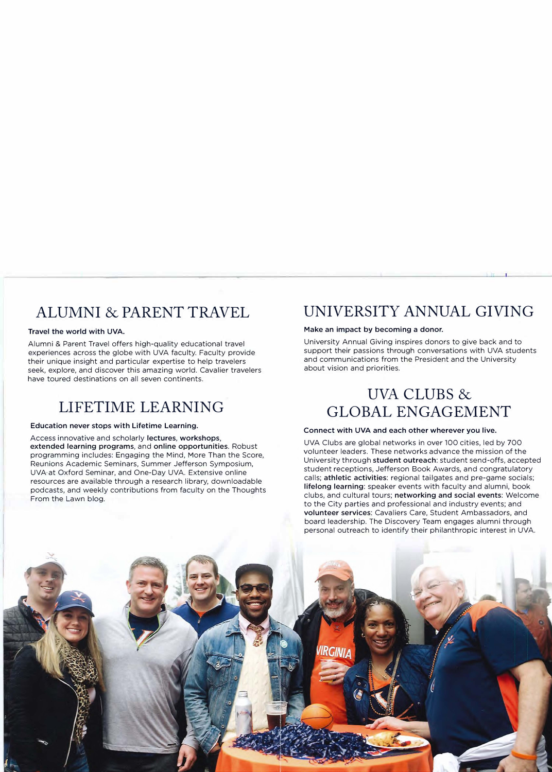## ALUMNI & PARENT TRAVEL

**Travel the world with UVA.**

Alumni & Parent Travel offers high-quality educational travel experiences across the globe with UVA faculty. Faculty provide their unique insight and particular expertise to help travelers seek, explore, and discover this amazing world. Cavalier travelers have toured destinations on all seven continents.

## LIFETIME LEARNING

**Education never stops with Lifetime Learning.**

Access innovative and scholarly **lectures**, **workshops**, **extended learning programs**, and **online opportunities**. Robust programming includes: Engaging the Mind, More Than the Score, Reunions Academic Seminars, Summer Jefferson Symposium, UVA at Oxford Seminar, and One-Day UVA. Extensive online resources are available through a research library, downloadable podcasts, and weekly contributions from faculty on the Thoughts From the Lawn blog.

## UNIVERSITY ANNUAL GIVING

**Make an impact by becoming a donor.**

University Annual Giving inspires donors to give back and to support their passions through conversations with UVA students and communications from the President and the University about vision and priorities.

## UVA CLUBS & GLOBAL ENGAGEMENT

**Connect with UVA and each other wherever you live.**

UVA Clubs are global networks in over 100 cities, led by 700 volunteer leaders. These networks advance the mission of the University through **student outreach**: student send-offs, accepted student receptions, Jefferson Book Awards, and congratulatory calls; **athletic activities**: regional tailgates and pre-game socials; **lifelong learning**: speaker events with faculty and alumni, book clubs, and cultural tours; **networking and social events**: Welcome to the City parties and professional and industry events; and **volunteer services**: Cavaliers Care, Student Ambassadors, and board leadership. The Discovery Team engages alumni through personal outreach to identify their philanthropic interest in UVA.